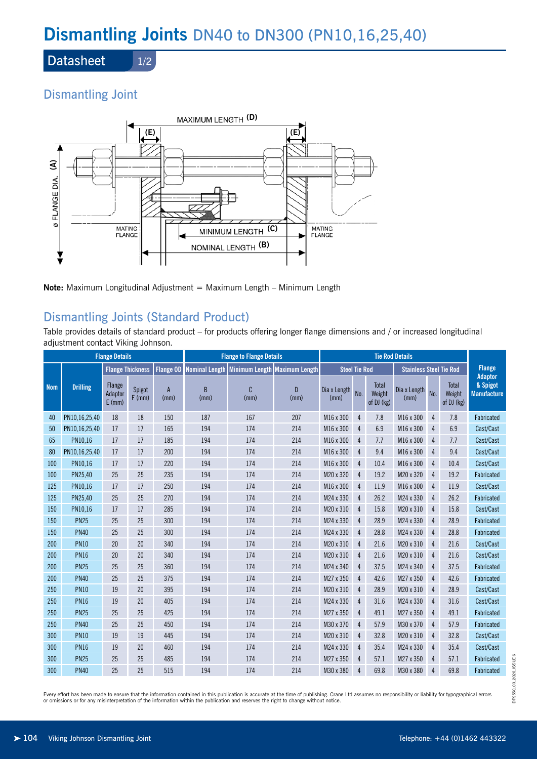# Dismantling Joints DN40 to DN300 (PN10,16,25,40)

## Datasheet 1/2

## Dismantling Joint

MAXIMUM LENGTH (D)

(E) (E)

ø FLANGE DIA. (A)

MATING FLANGE

MINIMUM LENGTH (C)

NOMINAL LENGTH (B)

MATING FLANGE

**Note:** Maximum Longitudinal Adjustment = Maximum Length – Minimum Length

## Dismantling Joints (Standard Product)

Table provides details of standard product – for products offering longer flange dimensions and / or increased longitudinal adjustment contact Viking Johnson.

| Flange Details | | | | | Flange to Flange Details | | | Tie Rod Details | | | | | | Flange Adaptor & Spigot Manufacture |
|---|---|---|---|---|---|---|---|---|---|---|---|---|---|---|
| | | Flange Thickness | | Flange OD | Nominal Length | Minimum Length | Maximum Length | Steel Tie Rod | | | Stainless Steel Tie Rod | | | |
| Nom | Drilling | Flange Adaptor E (mm) | Spigot E (mm) | A (mm) | B (mm) | C (mm) | D (mm) | Dia x Length (mm) | No. | Total Weight of DJ (kg) | Dia x Length (mm) | No. | Total Weight of DJ (kg) | |
| 40 | PN10,16,25,40 | 18 | 18 | 150 | 187 | 167 | 207 | M16 x 300 | 4 | 7.8 | M16 x 300 | 4 | 7.8 | Fabricated |
| 50 | PN10,16,25,40 | 17 | 17 | 165 | 194 | 174 | 214 | M16 x 300 | 4 | 6.9 | M16 x 300 | 4 | 6.9 | Cast/Cast |
| 65 | PN10,16 | 17 | 17 | 185 | 194 | 174 | 214 | M16 x 300 | 4 | 7.7 | M16 x 300 | 4 | 7.7 | Cast/Cast |
| 80 | PN10,16,25,40 | 17 | 17 | 200 | 194 | 174 | 214 | M16 x 300 | 4 | 9.4 | M16 x 300 | 4 | 9.4 | Cast/Cast |
| 100 | PN10,16 | 17 | 17 | 220 | 194 | 174 | 214 | M16 x 300 | 4 | 10.4 | M16 x 300 | 4 | 10.4 | Cast/Cast |
| 100 | PN25,40 | 25 | 25 | 235 | 194 | 174 | 214 | M20 x 320 | 4 | 19.2 | M20 x 320 | 4 | 19.2 | Fabricated |
| 125 | PN10,16 | 17 | 17 | 250 | 194 | 174 | 214 | M16 x 300 | 4 | 11.9 | M16 x 300 | 4 | 11.9 | Cast/Cast |
| 125 | PN25,40 | 25 | 25 | 270 | 194 | 174 | 214 | M24 x 330 | 4 | 26.2 | M24 x 330 | 4 | 26.2 | Fabricated |
| 150 | PN10,16 | 17 | 17 | 285 | 194 | 174 | 214 | M20 x 310 | 4 | 15.8 | M20 x 310 | 4 | 15.8 | Cast/Cast |
| 150 | PN25 | 25 | 25 | 300 | 194 | 174 | 214 | M24 x 330 | 4 | 28.9 | M24 x 330 | 4 | 28.9 | Fabricated |
| 150 | PN40 | 25 | 25 | 300 | 194 | 174 | 214 | M24 x 330 | 4 | 28.8 | M24 x 330 | 4 | 28.8 | Fabricated |
| 200 | PN10 | 20 | 20 | 340 | 194 | 174 | 214 | M20 x 310 | 4 | 21.6 | M20 x 310 | 4 | 21.6 | Cast/Cast |
| 200 | PN16 | 20 | 20 | 340 | 194 | 174 | 214 | M20 x 310 | 4 | 21.6 | M20 x 310 | 4 | 21.6 | Cast/Cast |
| 200 | PN25 | 25 | 25 | 360 | 194 | 174 | 214 | M24 x 340 | 4 | 37.5 | M24 x 340 | 4 | 37.5 | Fabricated |
| 200 | PN40 | 25 | 25 | 375 | 194 | 174 | 214 | M27 x 350 | 4 | 42.6 | M27 x 350 | 4 | 42.6 | Fabricated |
| 250 | PN10 | 19 | 20 | 395 | 194 | 174 | 214 | M20 x 310 | 4 | 28.9 | M20 x 310 | 4 | 28.9 | Cast/Cast |
| 250 | PN16 | 19 | 20 | 405 | 194 | 174 | 214 | M24 x 330 | 4 | 31.6 | M24 x 330 | 4 | 31.6 | Cast/Cast |
| 250 | PN25 | 25 | 25 | 425 | 194 | 174 | 214 | M27 x 350 | 4 | 49.1 | M27 x 350 | 4 | 49.1 | Fabricated |
| 250 | PN40 | 25 | 25 | 450 | 194 | 174 | 214 | M30 x 370 | 4 | 57.9 | M30 x 370 | 4 | 57.9 | Fabricated |
| 300 | PN10 | 19 | 19 | 445 | 194 | 174 | 214 | M20 x 310 | 4 | 32.8 | M20 x 310 | 4 | 32.8 | Cast/Cast |
| 300 | PN16 | 19 | 20 | 460 | 194 | 174 | 214 | M24 x 330 | 4 | 35.4 | M24 x 330 | 4 | 35.4 | Cast/Cast |
| 300 | PN25 | 25 | 25 | 485 | 194 | 174 | 214 | M27 x 350 | 4 | 57.1 | M27 x 350 | 4 | 57.1 | Fabricated |
| 300 | PN40 | 25 | 25 | 515 | 194 | 174 | 214 | M30 x 380 | 4 | 69.8 | M30 x 380 | 4 | 69.8 | Fabricated |

Every effort has been made to ensure that the information contained in this publication is accurate at the time of publishing. Crane Ltd assumes no responsibility or liability for typographical errors or omissions or for any misinterpretation of the information within the publication and reserves the right to change without notice.

DR9560_03_2020_ISSUE 6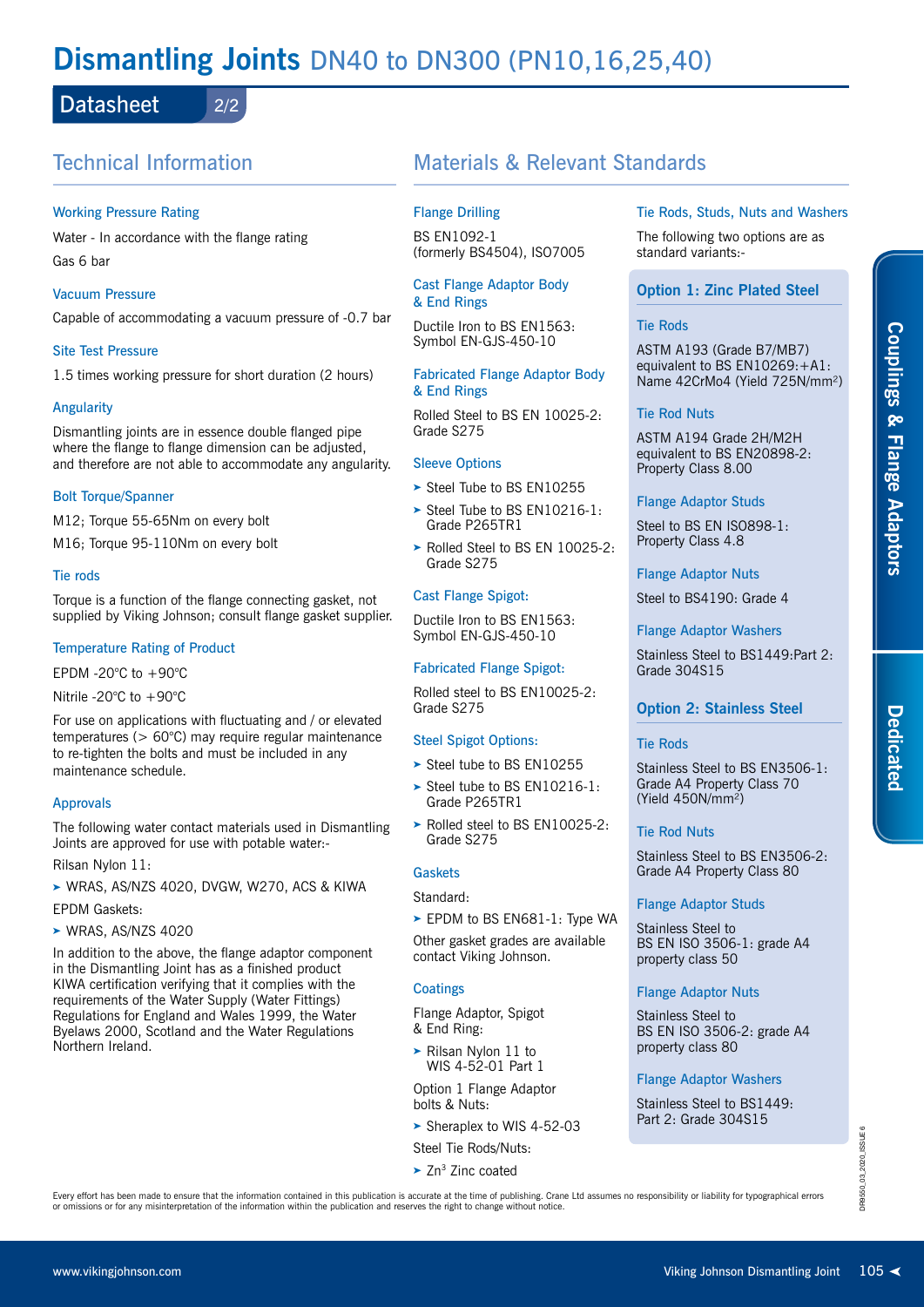# Dismantling Joints DN40 to DN300 (PN10,16,25,40)

Datasheet 2/2

## Technical Information

### Working Pressure Rating

Water - In accordance with the flange rating

Gas 6 bar

### Vacuum Pressure

Capable of accommodating a vacuum pressure of -0.7 bar

### Site Test Pressure

1.5 times working pressure for short duration (2 hours)

### Angularity

Dismantling joints are in essence double flanged pipe where the flange to flange dimension can be adjusted, and therefore are not able to accommodate any angularity.

### Bolt Torque/Spanner

M12; Torque 55-65Nm on every bolt

M16; Torque 95-110Nm on every bolt

### Tie rods

Torque is a function of the flange connecting gasket, not supplied by Viking Johnson; consult flange gasket supplier.

### Temperature Rating of Product

EPDM -20°C to +90°C

Nitrile -20°C to +90°C

For use on applications with fluctuating and / or elevated temperatures (> 60°C) may require regular maintenance to re-tighten the bolts and must be included in any maintenance schedule.

### Approvals

The following water contact materials used in Dismantling Joints are approved for use with potable water:-

Rilsan Nylon 11:

- WRAS, AS/NZS 4020, DVGW, W270, ACS & KIWA

EPDM Gaskets:

- WRAS, AS/NZS 4020

In addition to the above, the flange adaptor component in the Dismantling Joint has as a finished product KIWA certification verifying that it complies with the requirements of the Water Supply (Water Fittings) Regulations for England and Wales 1999, the Water Byelaws 2000, Scotland and the Water Regulations Northern Ireland.

## Materials & Relevant Standards

### Flange Drilling

BS EN1092-1
(formerly BS4504), ISO7005

### Cast Flange Adaptor Body & End Rings

Ductile Iron to BS EN1563:
Symbol EN-GJS-450-10

### Fabricated Flange Adaptor Body & End Rings

Rolled Steel to BS EN 10025-2:
Grade S275

### Sleeve Options

- Steel Tube to BS EN10255
- Steel Tube to BS EN10216-1: Grade P265TR1
- Rolled Steel to BS EN 10025-2: Grade S275

### Cast Flange Spigot:

Ductile Iron to BS EN1563:
Symbol EN-GJS-450-10

### Fabricated Flange Spigot:

Rolled steel to BS EN10025-2:
Grade S275

### Steel Spigot Options:

- Steel tube to BS EN10255
- Steel tube to BS EN10216-1: Grade P265TR1
- Rolled steel to BS EN10025-2: Grade S275

### Gaskets

Standard:

- EPDM to BS EN681-1: Type WA

Other gasket grades are available contact Viking Johnson.

### Coatings

Flange Adaptor, Spigot & End Ring:

- Rilsan Nylon 11 to WIS 4-52-01 Part 1

Option 1 Flange Adaptor bolts & Nuts:

- Sheraplex to WIS 4-52-03

Steel Tie Rods/Nuts:

- $Zn^3$ Zinc coated

### Tie Rods, Studs, Nuts and Washers

The following two options are as standard variants:-

#### Option 1: Zinc Plated Steel

**Tie Rods**

ASTM A193 (Grade B7/MB7) equivalent to BS EN10269:+A1: Name 42CrMo4 (Yield 725N/mm²)

**Tie Rod Nuts**

ASTM A194 Grade 2H/M2H equivalent to BS EN20898-2: Property Class 8.00

**Flange Adaptor Studs**

Steel to BS EN ISO898-1: Property Class 4.8

**Flange Adaptor Nuts**

Steel to BS4190: Grade 4

**Flange Adaptor Washers**

Stainless Steel to BS1449:Part 2: Grade 304S15

#### Option 2: Stainless Steel

**Tie Rods**

Stainless Steel to BS EN3506-1: Grade A4 Property Class 70 (Yield 450N/mm²)

**Tie Rod Nuts**

Stainless Steel to BS EN3506-2: Grade A4 Property Class 80

**Flange Adaptor Studs**

Stainless Steel to BS EN ISO 3506-1: grade A4 property class 50

**Flange Adaptor Nuts**

Stainless Steel to BS EN ISO 3506-2: grade A4 property class 80

**Flange Adaptor Washers**

Stainless Steel to BS1449: Part 2: Grade 304S15

Every effort has been made to ensure that the information contained in this publication is accurate at the time of publishing. Crane Ltd assumes no responsibility or liability for typographical errors or omissions or for any misinterpretation of the information within the publication and reserves the right to change without notice.